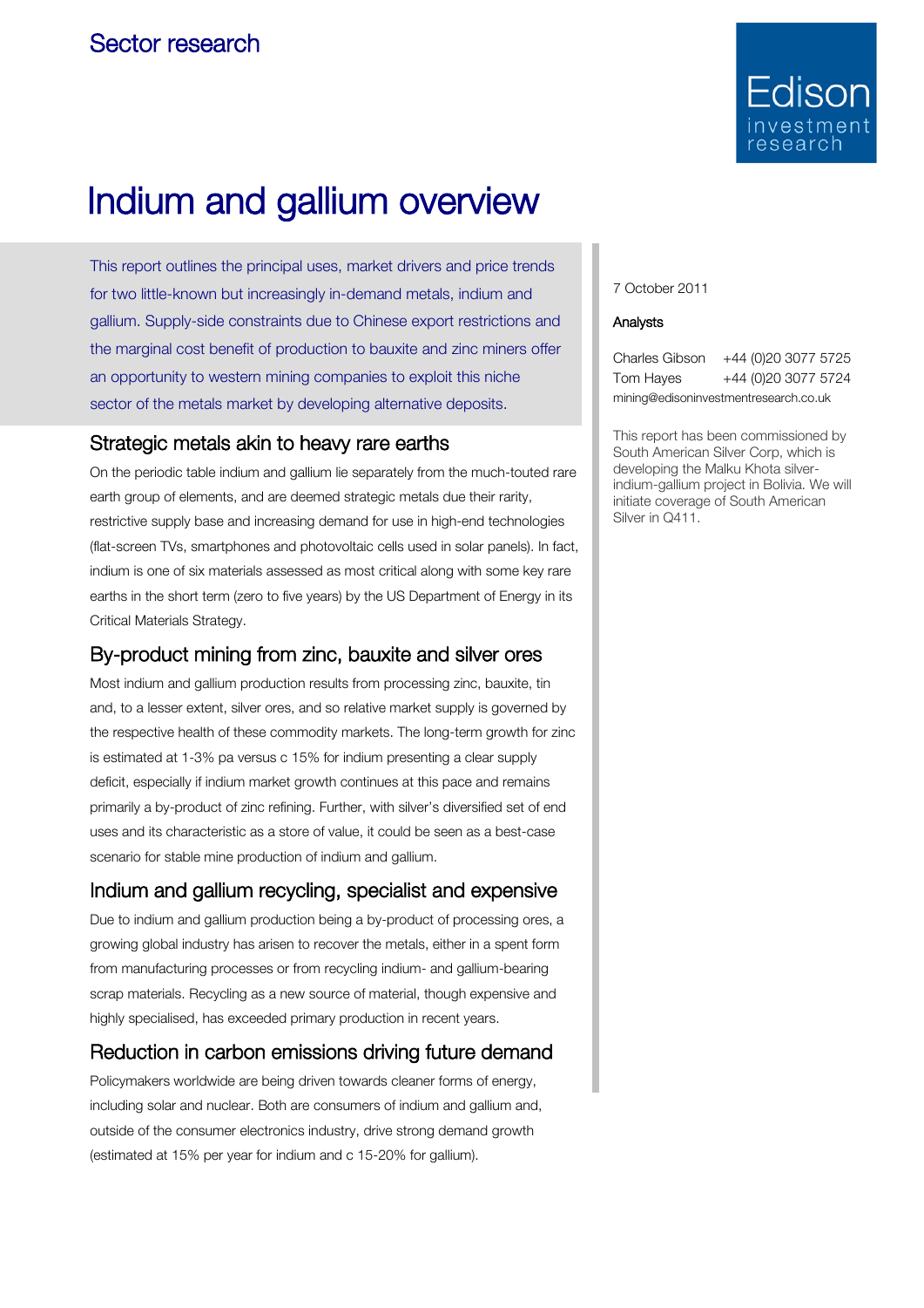Sector research

# Indium and gallium overview

This report outlines the principal uses, market drivers and price trends for two little-known but increasingly in-demand metals, indium and gallium. Supply-side constraints due to Chinese export restrictions and the marginal cost benefit of production to bauxite and zinc miners offer an opportunity to western mining companies to exploit this niche sector of the metals market by developing alternative deposits.

7 October 2011

**Analysts**

Charles Gibson +44 (0)20 3077 5725
Tom Hayes +44 (0)20 3077 5724
mining@edisoninvestmentresearch.co.uk

This report has been commissioned by South American Silver Corp, which is developing the Malku Khota silver-indium-gallium project in Bolivia. We will initiate coverage of South American Silver in Q411.

## Strategic metals akin to heavy rare earths

On the periodic table indium and gallium lie separately from the much-touted rare earth group of elements, and are deemed strategic metals due their rarity, restrictive supply base and increasing demand for use in high-end technologies (flat-screen TVs, smartphones and photovoltaic cells used in solar panels). In fact, indium is one of six materials assessed as most critical along with some key rare earths in the short term (zero to five years) by the US Department of Energy in its Critical Materials Strategy.

## By-product mining from zinc, bauxite and silver ores

Most indium and gallium production results from processing zinc, bauxite, tin and, to a lesser extent, silver ores, and so relative market supply is governed by the respective health of these commodity markets. The long-term growth for zinc is estimated at 1-3% pa versus c 15% for indium presenting a clear supply deficit, especially if indium market growth continues at this pace and remains primarily a by-product of zinc refining. Further, with silver's diversified set of end uses and its characteristic as a store of value, it could be seen as a best-case scenario for stable mine production of indium and gallium.

## Indium and gallium recycling, specialist and expensive

Due to indium and gallium production being a by-product of processing ores, a growing global industry has arisen to recover the metals, either in a spent form from manufacturing processes or from recycling indium- and gallium-bearing scrap materials. Recycling as a new source of material, though expensive and highly specialised, has exceeded primary production in recent years.

## Reduction in carbon emissions driving future demand

Policymakers worldwide are being driven towards cleaner forms of energy, including solar and nuclear. Both are consumers of indium and gallium and, outside of the consumer electronics industry, drive strong demand growth (estimated at 15% per year for indium and c 15-20% for gallium).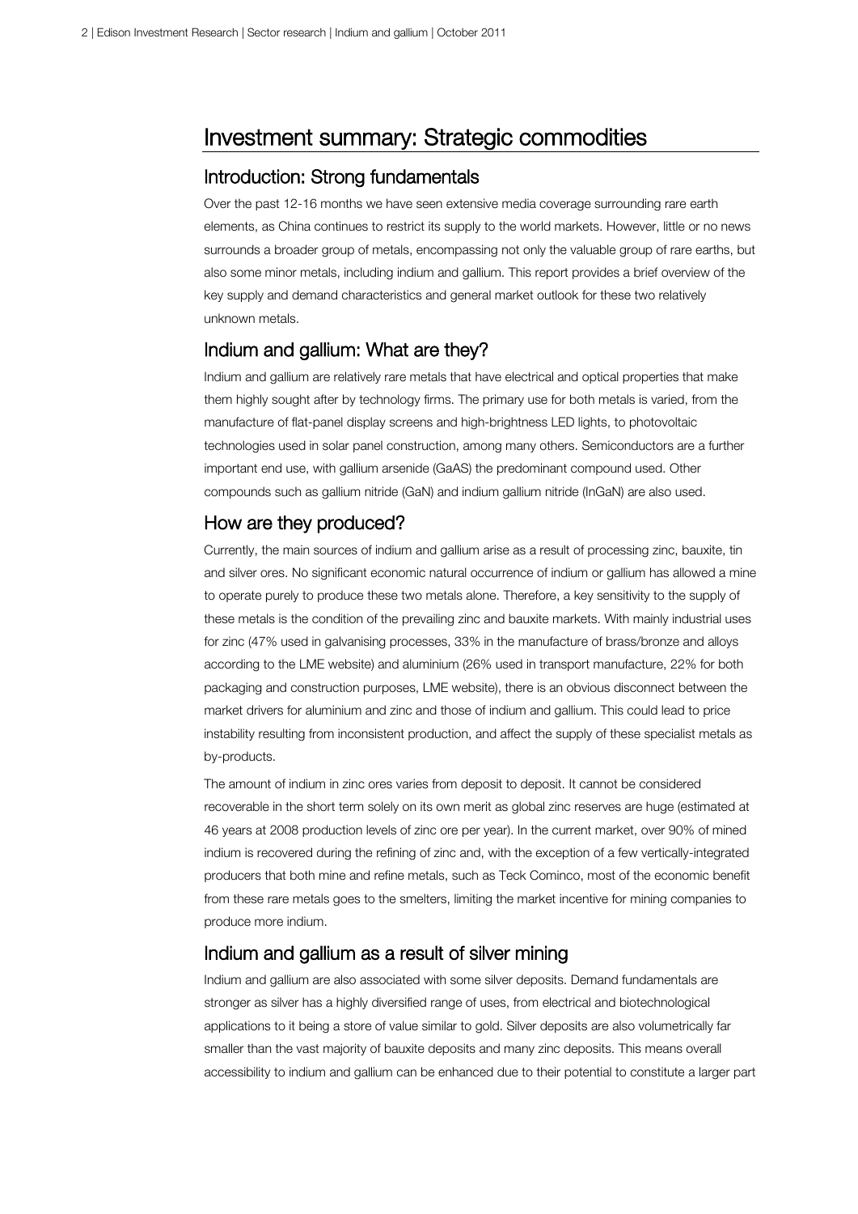# Investment summary: Strategic commodities

## Introduction: Strong fundamentals

Over the past 12-16 months we have seen extensive media coverage surrounding rare earth elements, as China continues to restrict its supply to the world markets. However, little or no news surrounds a broader group of metals, encompassing not only the valuable group of rare earths, but also some minor metals, including indium and gallium. This report provides a brief overview of the key supply and demand characteristics and general market outlook for these two relatively unknown metals.

## Indium and gallium: What are they?

Indium and gallium are relatively rare metals that have electrical and optical properties that make them highly sought after by technology firms. The primary use for both metals is varied, from the manufacture of flat-panel display screens and high-brightness LED lights, to photovoltaic technologies used in solar panel construction, among many others. Semiconductors are a further important end use, with gallium arsenide (GaAS) the predominant compound used. Other compounds such as gallium nitride (GaN) and indium gallium nitride (InGaN) are also used.

## How are they produced?

Currently, the main sources of indium and gallium arise as a result of processing zinc, bauxite, tin and silver ores. No significant economic natural occurrence of indium or gallium has allowed a mine to operate purely to produce these two metals alone. Therefore, a key sensitivity to the supply of these metals is the condition of the prevailing zinc and bauxite markets. With mainly industrial uses for zinc (47% used in galvanising processes, 33% in the manufacture of brass/bronze and alloys according to the LME website) and aluminium (26% used in transport manufacture, 22% for both packaging and construction purposes, LME website), there is an obvious disconnect between the market drivers for aluminium and zinc and those of indium and gallium. This could lead to price instability resulting from inconsistent production, and affect the supply of these specialist metals as by-products.

The amount of indium in zinc ores varies from deposit to deposit. It cannot be considered recoverable in the short term solely on its own merit as global zinc reserves are huge (estimated at 46 years at 2008 production levels of zinc ore per year). In the current market, over 90% of mined indium is recovered during the refining of zinc and, with the exception of a few vertically-integrated producers that both mine and refine metals, such as Teck Cominco, most of the economic benefit from these rare metals goes to the smelters, limiting the market incentive for mining companies to produce more indium.

## Indium and gallium as a result of silver mining

Indium and gallium are also associated with some silver deposits. Demand fundamentals are stronger as silver has a highly diversified range of uses, from electrical and biotechnological applications to it being a store of value similar to gold. Silver deposits are also volumetrically far smaller than the vast majority of bauxite deposits and many zinc deposits. This means overall accessibility to indium and gallium can be enhanced due to their potential to constitute a larger part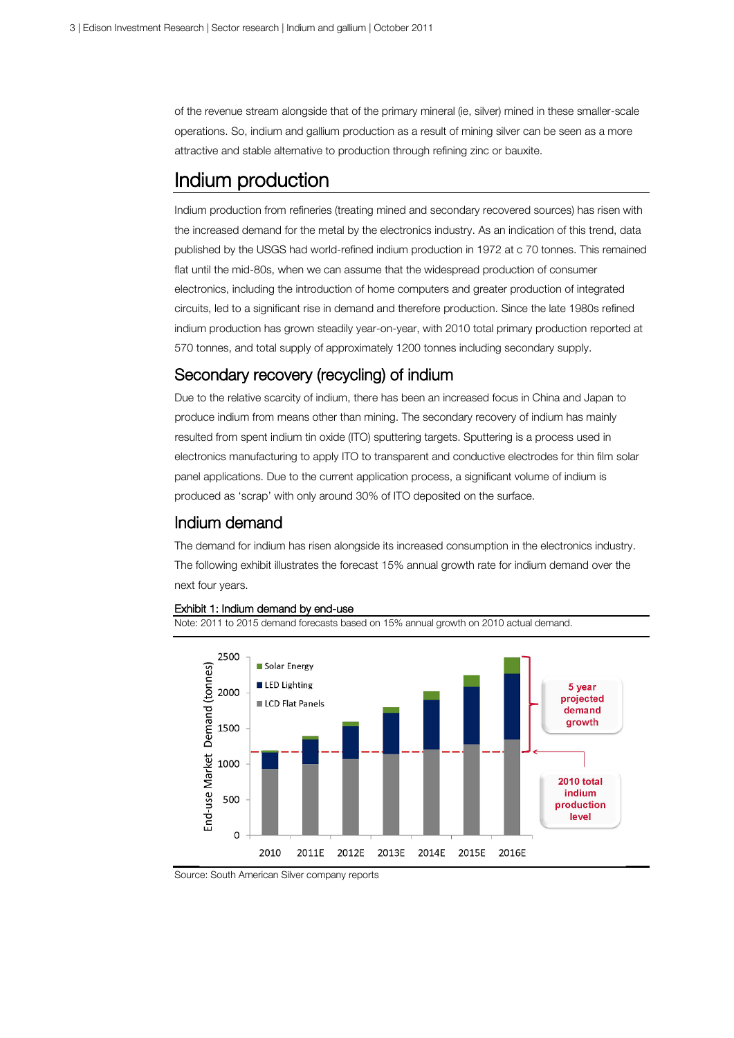of the revenue stream alongside that of the primary mineral (ie, silver) mined in these smaller-scale operations. So, indium and gallium production as a result of mining silver can be seen as a more attractive and stable alternative to production through refining zinc or bauxite.

## Indium production

Indium production from refineries (treating mined and secondary recovered sources) has risen with the increased demand for the metal by the electronics industry. As an indication of this trend, data published by the USGS had world-refined indium production in 1972 at c 70 tonnes. This remained flat until the mid-80s, when we can assume that the widespread production of consumer electronics, including the introduction of home computers and greater production of integrated circuits, led to a significant rise in demand and therefore production. Since the late 1980s refined indium production has grown steadily year-on-year, with 2010 total primary production reported at 570 tonnes, and total supply of approximately 1200 tonnes including secondary supply.

### Secondary recovery (recycling) of indium

Due to the relative scarcity of indium, there has been an increased focus in China and Japan to produce indium from means other than mining. The secondary recovery of indium has mainly resulted from spent indium tin oxide (ITO) sputtering targets. Sputtering is a process used in electronics manufacturing to apply ITO to transparent and conductive electrodes for thin film solar panel applications. Due to the current application process, a significant volume of indium is produced as 'scrap' with only around 30% of ITO deposited on the surface.

### Indium demand

The demand for indium has risen alongside its increased consumption in the electronics industry. The following exhibit illustrates the forecast 15% annual growth rate for indium demand over the next four years.

**Exhibit 1: Indium demand by end-use**

Note: 2011 to 2015 demand forecasts based on 15% annual growth on 2010 actual demand.

Source: South American Silver company reports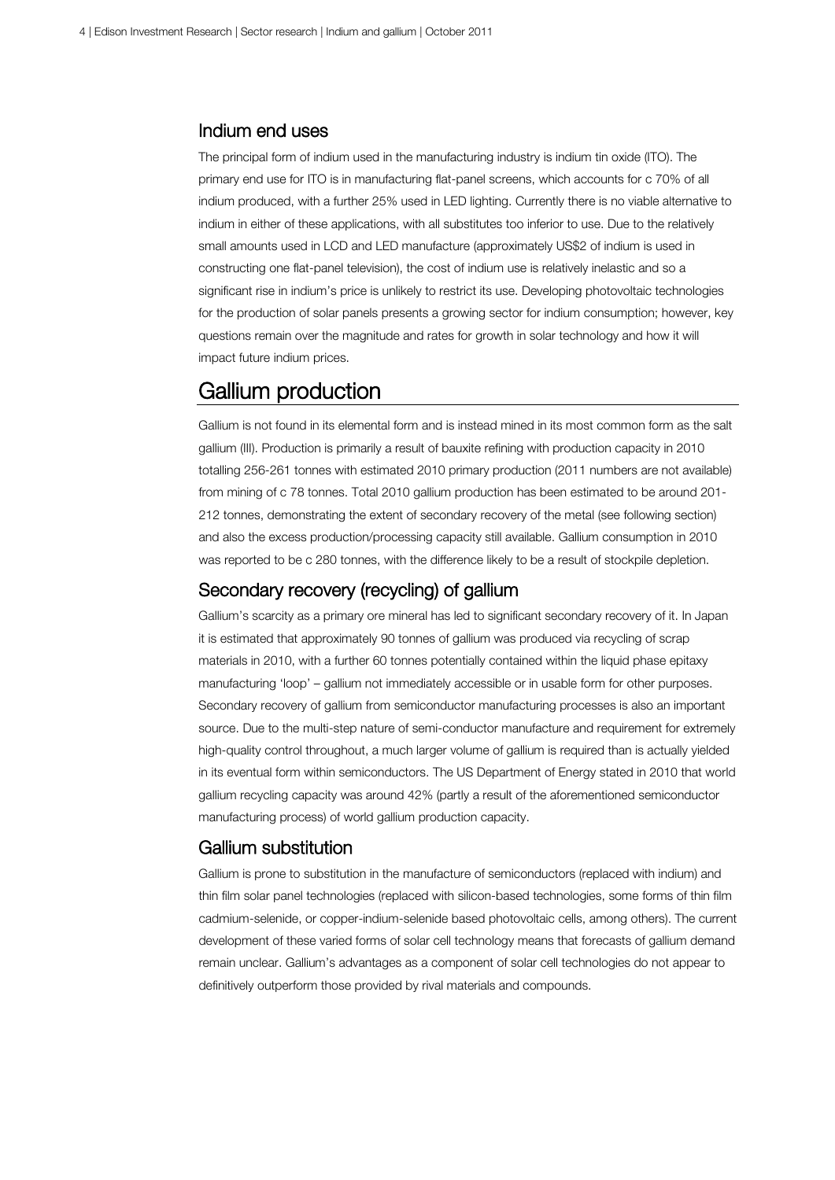## Indium end uses

The principal form of indium used in the manufacturing industry is indium tin oxide (ITO). The primary end use for ITO is in manufacturing flat-panel screens, which accounts for c 70% of all indium produced, with a further 25% used in LED lighting. Currently there is no viable alternative to indium in either of these applications, with all substitutes too inferior to use. Due to the relatively small amounts used in LCD and LED manufacture (approximately US$2 of indium is used in constructing one flat-panel television), the cost of indium use is relatively inelastic and so a significant rise in indium's price is unlikely to restrict its use. Developing photovoltaic technologies for the production of solar panels presents a growing sector for indium consumption; however, key questions remain over the magnitude and rates for growth in solar technology and how it will impact future indium prices.

# Gallium production

Gallium is not found in its elemental form and is instead mined in its most common form as the salt gallium (III). Production is primarily a result of bauxite refining with production capacity in 2010 totalling 256-261 tonnes with estimated 2010 primary production (2011 numbers are not available) from mining of c 78 tonnes. Total 2010 gallium production has been estimated to be around 201-212 tonnes, demonstrating the extent of secondary recovery of the metal (see following section) and also the excess production/processing capacity still available. Gallium consumption in 2010 was reported to be c 280 tonnes, with the difference likely to be a result of stockpile depletion.

## Secondary recovery (recycling) of gallium

Gallium's scarcity as a primary ore mineral has led to significant secondary recovery of it. In Japan it is estimated that approximately 90 tonnes of gallium was produced via recycling of scrap materials in 2010, with a further 60 tonnes potentially contained within the liquid phase epitaxy manufacturing 'loop' – gallium not immediately accessible or in usable form for other purposes. Secondary recovery of gallium from semiconductor manufacturing processes is also an important source. Due to the multi-step nature of semi-conductor manufacture and requirement for extremely high-quality control throughout, a much larger volume of gallium is required than is actually yielded in its eventual form within semiconductors. The US Department of Energy stated in 2010 that world gallium recycling capacity was around 42% (partly a result of the aforementioned semiconductor manufacturing process) of world gallium production capacity.

## Gallium substitution

Gallium is prone to substitution in the manufacture of semiconductors (replaced with indium) and thin film solar panel technologies (replaced with silicon-based technologies, some forms of thin film cadmium-selenide, or copper-indium-selenide based photovoltaic cells, among others). The current development of these varied forms of solar cell technology means that forecasts of gallium demand remain unclear. Gallium's advantages as a component of solar cell technologies do not appear to definitively outperform those provided by rival materials and compounds.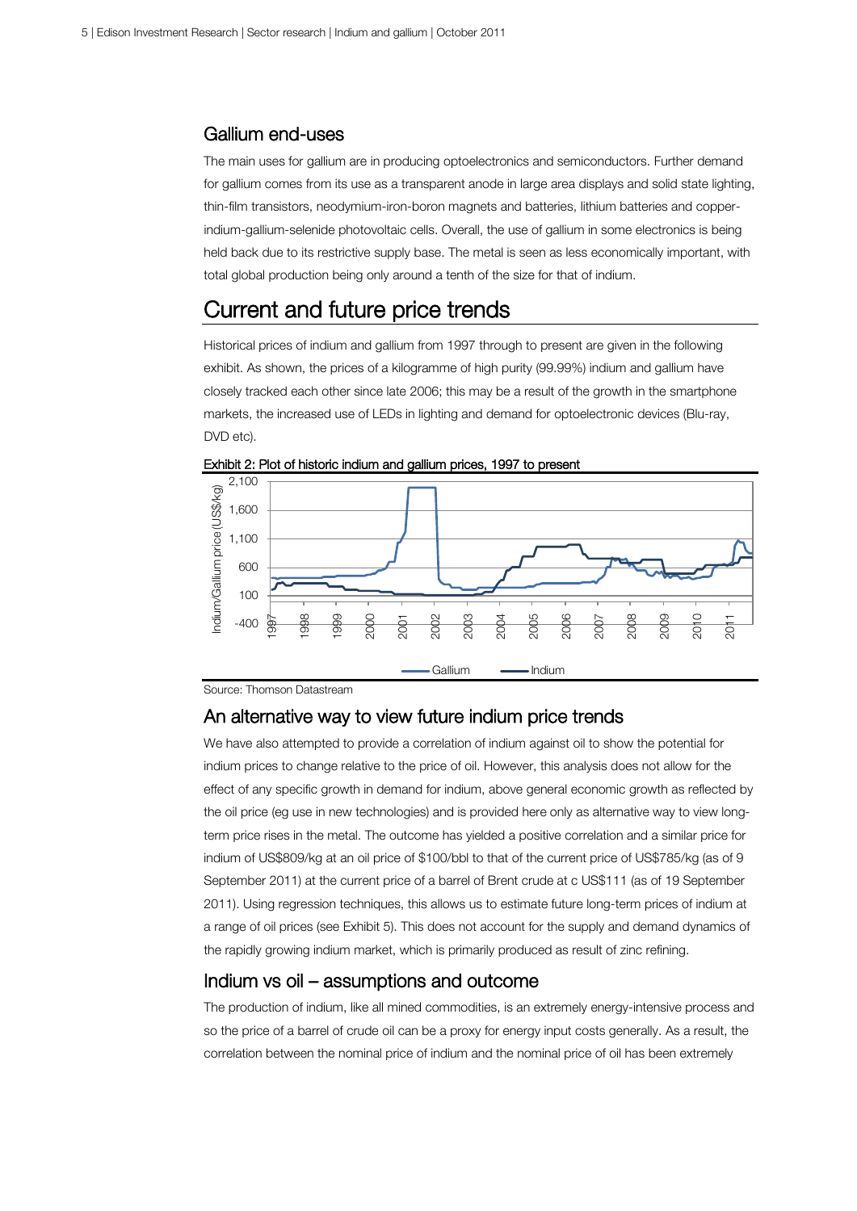## Gallium end-uses

The main uses for gallium are in producing optoelectronics and semiconductors. Further demand for gallium comes from its use as a transparent anode in large area displays and solid state lighting, thin-film transistors, neodymium-iron-boron magnets and batteries, lithium batteries and copper-indium-gallium-selenide photovoltaic cells. Overall, the use of gallium in some electronics is being held back due to its restrictive supply base. The metal is seen as less economically important, with total global production being only around a tenth of the size for that of indium.

# Current and future price trends

Historical prices of indium and gallium from 1997 through to present are given in the following exhibit. As shown, the prices of a kilogramme of high purity (99.99%) indium and gallium have closely tracked each other since late 2006; this may be a result of the growth in the smartphone markets, the increased use of LEDs in lighting and demand for optoelectronic devices (Blu-ray, DVD etc).

Exhibit 2: Plot of historic indium and gallium prices, 1997 to present

Source: Thomson Datastream

## An alternative way to view future indium price trends

We have also attempted to provide a correlation of indium against oil to show the potential for indium prices to change relative to the price of oil. However, this analysis does not allow for the effect of any specific growth in demand for indium, above general economic growth as reflected by the oil price (eg use in new technologies) and is provided here only as alternative way to view long-term price rises in the metal. The outcome has yielded a positive correlation and a similar price for indium of US$809/kg at an oil price of $100/bbl to that of the current price of US$785/kg (as of 9 September 2011) at the current price of a barrel of Brent crude at c US$111 (as of 19 September 2011). Using regression techniques, this allows us to estimate future long-term prices of indium at a range of oil prices (see Exhibit 5). This does not account for the supply and demand dynamics of the rapidly growing indium market, which is primarily produced as result of zinc refining.

## Indium vs oil – assumptions and outcome

The production of indium, like all mined commodities, is an extremely energy-intensive process and so the price of a barrel of crude oil can be a proxy for energy input costs generally. As a result, the correlation between the nominal price of indium and the nominal price of oil has been extremely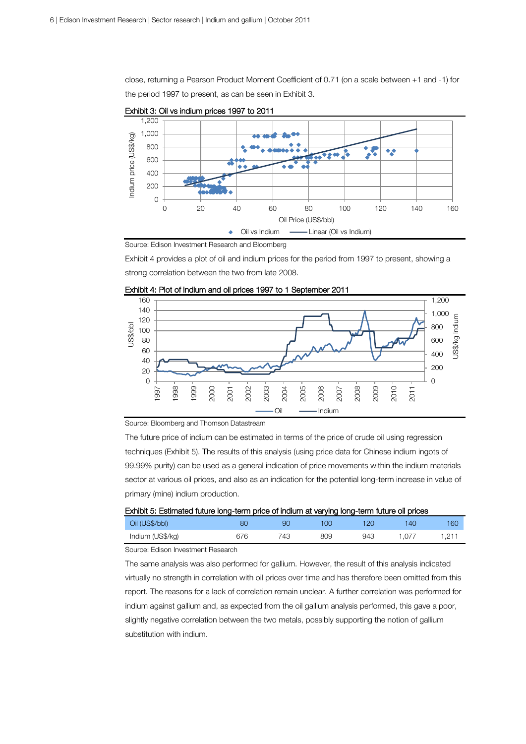close, returning a Pearson Product Moment Coefficient of 0.71 (on a scale between +1 and -1) for the period 1997 to present, as can be seen in Exhibit 3.

**Exhibit 3: Oil vs indium prices 1997 to 2011**

Source: Edison Investment Research and Bloomberg

Exhibit 4 provides a plot of oil and indium prices for the period from 1997 to present, showing a strong correlation between the two from late 2008.

**Exhibit 4: Plot of indium and oil prices 1997 to 1 September 2011**

Source: Bloomberg and Thomson Datastream

The future price of indium can be estimated in terms of the price of crude oil using regression techniques (Exhibit 5). The results of this analysis (using price data for Chinese indium ingots of 99.99% purity) can be used as a general indication of price movements within the indium materials sector at various oil prices, and also as an indication for the potential long-term increase in value of primary (mine) indium production.

**Exhibit 5: Estimated future long-term price of indium at varying long-term future oil prices**

| Oil (US$/bbl) | 80 | 90 | 100 | 120 | 140 | 160 |
|---|---|---|---|---|---|---|
| Indium (US$/kg) | 676 | 743 | 809 | 943 | 1,077 | 1,211 |

Source: Edison Investment Research

The same analysis was also performed for gallium. However, the result of this analysis indicated virtually no strength in correlation with oil prices over time and has therefore been omitted from this report. The reasons for a lack of correlation remain unclear. A further correlation was performed for indium against gallium and, as expected from the oil gallium analysis performed, this gave a poor, slightly negative correlation between the two metals, possibly supporting the notion of gallium substitution with indium.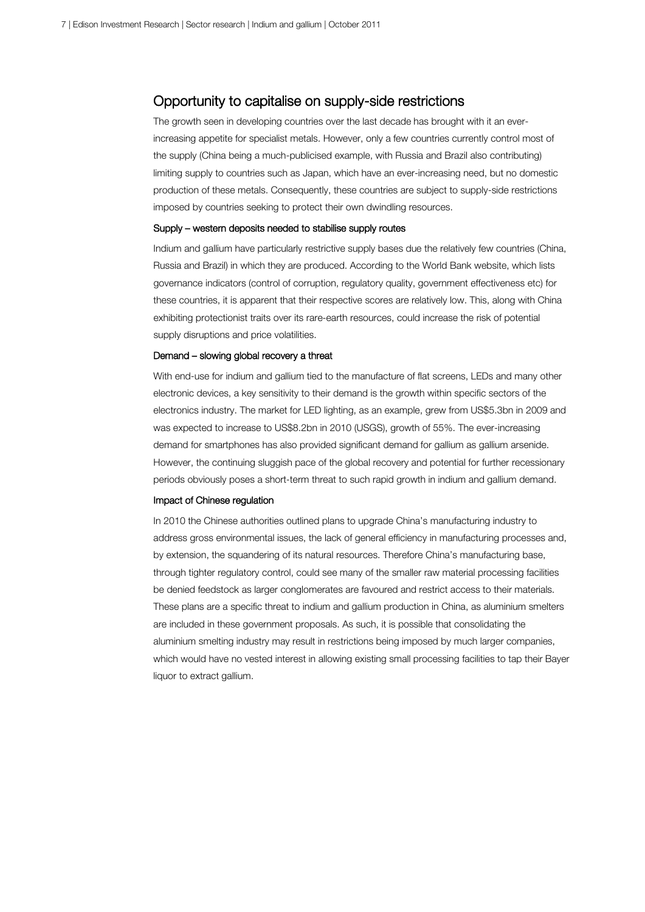## Opportunity to capitalise on supply-side restrictions

The growth seen in developing countries over the last decade has brought with it an ever-increasing appetite for specialist metals. However, only a few countries currently control most of the supply (China being a much-publicised example, with Russia and Brazil also contributing) limiting supply to countries such as Japan, which have an ever-increasing need, but no domestic production of these metals. Consequently, these countries are subject to supply-side restrictions imposed by countries seeking to protect their own dwindling resources.

### Supply – western deposits needed to stabilise supply routes

Indium and gallium have particularly restrictive supply bases due the relatively few countries (China, Russia and Brazil) in which they are produced. According to the World Bank website, which lists governance indicators (control of corruption, regulatory quality, government effectiveness etc) for these countries, it is apparent that their respective scores are relatively low. This, along with China exhibiting protectionist traits over its rare-earth resources, could increase the risk of potential supply disruptions and price volatilities.

### Demand – slowing global recovery a threat

With end-use for indium and gallium tied to the manufacture of flat screens, LEDs and many other electronic devices, a key sensitivity to their demand is the growth within specific sectors of the electronics industry. The market for LED lighting, as an example, grew from US$5.3bn in 2009 and was expected to increase to US$8.2bn in 2010 (USGS), growth of 55%. The ever-increasing demand for smartphones has also provided significant demand for gallium as gallium arsenide. However, the continuing sluggish pace of the global recovery and potential for further recessionary periods obviously poses a short-term threat to such rapid growth in indium and gallium demand.

### Impact of Chinese regulation

In 2010 the Chinese authorities outlined plans to upgrade China's manufacturing industry to address gross environmental issues, the lack of general efficiency in manufacturing processes and, by extension, the squandering of its natural resources. Therefore China's manufacturing base, through tighter regulatory control, could see many of the smaller raw material processing facilities be denied feedstock as larger conglomerates are favoured and restrict access to their materials. These plans are a specific threat to indium and gallium production in China, as aluminium smelters are included in these government proposals. As such, it is possible that consolidating the aluminium smelting industry may result in restrictions being imposed by much larger companies, which would have no vested interest in allowing existing small processing facilities to tap their Bayer liquor to extract gallium.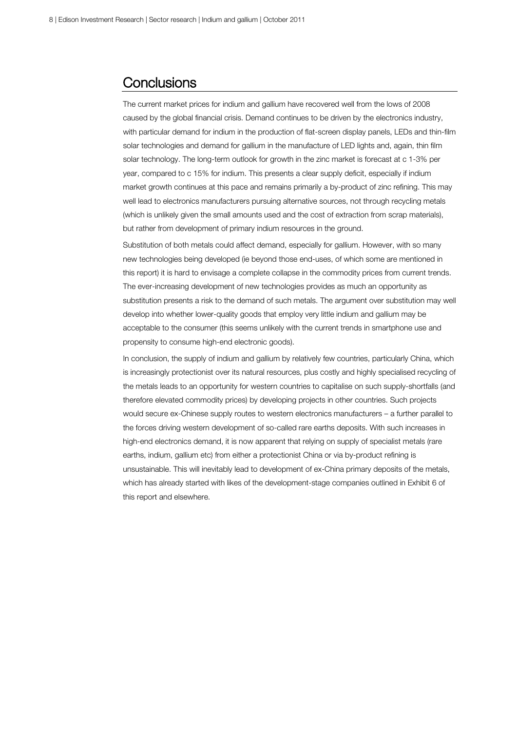## Conclusions

The current market prices for indium and gallium have recovered well from the lows of 2008 caused by the global financial crisis. Demand continues to be driven by the electronics industry, with particular demand for indium in the production of flat-screen display panels, LEDs and thin-film solar technologies and demand for gallium in the manufacture of LED lights and, again, thin film solar technology. The long-term outlook for growth in the zinc market is forecast at c 1-3% per year, compared to c 15% for indium. This presents a clear supply deficit, especially if indium market growth continues at this pace and remains primarily a by-product of zinc refining. This may well lead to electronics manufacturers pursuing alternative sources, not through recycling metals (which is unlikely given the small amounts used and the cost of extraction from scrap materials), but rather from development of primary indium resources in the ground.

Substitution of both metals could affect demand, especially for gallium. However, with so many new technologies being developed (ie beyond those end-uses, of which some are mentioned in this report) it is hard to envisage a complete collapse in the commodity prices from current trends. The ever-increasing development of new technologies provides as much an opportunity as substitution presents a risk to the demand of such metals. The argument over substitution may well develop into whether lower-quality goods that employ very little indium and gallium may be acceptable to the consumer (this seems unlikely with the current trends in smartphone use and propensity to consume high-end electronic goods).

In conclusion, the supply of indium and gallium by relatively few countries, particularly China, which is increasingly protectionist over its natural resources, plus costly and highly specialised recycling of the metals leads to an opportunity for western countries to capitalise on such supply-shortfalls (and therefore elevated commodity prices) by developing projects in other countries. Such projects would secure ex-Chinese supply routes to western electronics manufacturers – a further parallel to the forces driving western development of so-called rare earths deposits. With such increases in high-end electronics demand, it is now apparent that relying on supply of specialist metals (rare earths, indium, gallium etc) from either a protectionist China or via by-product refining is unsustainable. This will inevitably lead to development of ex-China primary deposits of the metals, which has already started with likes of the development-stage companies outlined in Exhibit 6 of this report and elsewhere.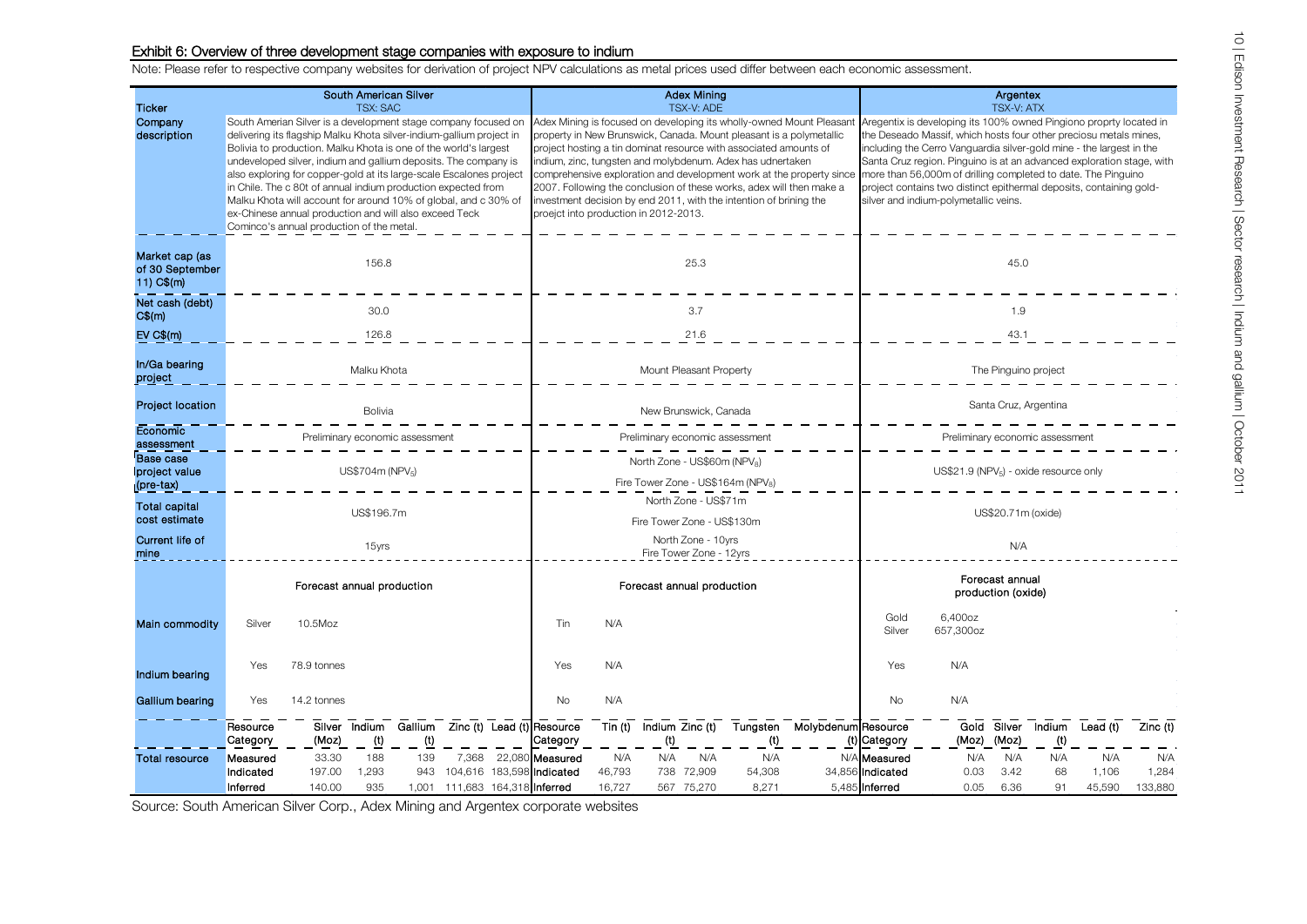**Exhibit 6: Overview of three development stage companies with exposure to indium**

Note: Please refer to respective company websites for derivation of project NPV calculations as metal prices used differ between each economic assessment.

| Ticker | South American Silver TSX: SAC | Adex Mining TSX-V: ADE | Argentex TSX-V: ATX |
|---|---|---|---|
| Company description | South Amerian Silver is a development stage company focused on delivering its flagship Malku Khota silver-indium-gallium project in Bolivia to production. Malku Khota is one of the world's largest undeveloped silver, indium and gallium deposits. The company is also exploring for copper-gold at its large-scale Escalones project in Chile. The c 80t of annual indium production expected from Malku Khota will account for around 10% of global, and c 30% of ex-Chinese annual production and will also exceed Teck Cominco's annual production of the metal. | Adex Mining is focused on developing its wholly-owned Mount Pleasant property in New Brunswick, Canada. Mount pleasant is a polymetallic project hosting a tin dominat resource with associated amounts of indium, zinc, tungsten and molybdenum. Adex has udnertaken comprehensive exploration and development work at the property since 2007. Following the conclusion of these works, adex will then make a investment decision by end 2011, with the intention of brining the proejct into production in 2012-2013. | Aregentix is developing its 100% owned Pingiono proprty located in the Deseado Massif, which hosts four other preciosu metals mines, including the Cerro Vanguardia silver-gold mine - the largest in the Santa Cruz region. Pinguino is at an advanced exploration stage, with more than 56,000m of drilling completed to date. The Pinguino project contains two distinct epithermal deposits, containing gold-silver and indium-polymetallic veins. |
| Market cap (as of 30 September 11) C$(m) | 156.8 | 25.3 | 45.0 |
| Net cash (debt) C$(m) | 30.0 | 3.7 | 1.9 |
| EV C$(m) | 126.8 | 21.6 | 43.1 |
| In/Ga bearing project | Malku Khota | Mount Pleasant Property | The Pinguino project |
| Project location | Bolivia | New Brunswick, Canada | Santa Cruz, Argentina |
| Economic assessment | Preliminary economic assessment | Preliminary economic assessment | Preliminary economic assessment |
| Base case project value (pre-tax) | US$704m ($NPV_5$) | North Zone - US$60m ($NPV_8$)<br>Fire Tower Zone - US$164m ($NPV_8$) | US$21.9 ($NPV_5$) - oxide resource only |
| Total capital cost estimate | US$196.7m | North Zone - US$71m<br>Fire Tower Zone - US$130m | US$20.71m (oxide) |
| Current life of mine | 15yrs | North Zone - 10yrs<br>Fire Tower Zone - 12yrs | N/A |
| | Forecast annual production | Forecast annual production | Forecast annual production (oxide) |
| Main commodity | Silver: 10.5Moz | Tin: N/A | Gold: 6,400oz<br>Silver: 657,300oz |
| Indium bearing | Yes: 78.9 tonnes | Yes: N/A | Yes: N/A |
| Gallium bearing | Yes: 14.2 tonnes | No: N/A | No: N/A |

**Total resource**

South American Silver:

| Resource Category | Silver (Moz) | Indium (t) | Gallium (t) | Zinc (t) | Lead (t) |
|---|---|---|---|---|---|
| Measured | 33.30 | 188 | 139 | 7,368 | 22,080 |
| Indicated | 197.00 | 1,293 | 943 | 104,616 | 183,598 |
| Inferred | 140.00 | 935 | 1,001 | 111,683 | 164,318 |

Adex Mining:

| Resource Category | Tin (t) | Indium (t) | Zinc (t) | Tungsten (t) | Molybdenum (t) |
|---|---|---|---|---|---|
| Measured | N/A | N/A | N/A | N/A | N/A |
| Indicated | 46,793 | 738 | 72,909 | 54,308 | 34,856 |
| Inferred | 16,727 | 567 | 75,270 | 8,271 | 5,485 |

Argentex:

| Resource Category | Gold (Moz) | Silver (Moz) | Indium (t) | Lead (t) | Zinc (t) |
|---|---|---|---|---|---|
| Measured | N/A | N/A | N/A | N/A | N/A |
| Indicated | 0.03 | 3.42 | 68 | 1,106 | 1,284 |
| Inferred | 0.05 | 6.36 | 91 | 45,590 | 133,880 |

Source: South American Silver Corp., Adex Mining and Argentex corporate websites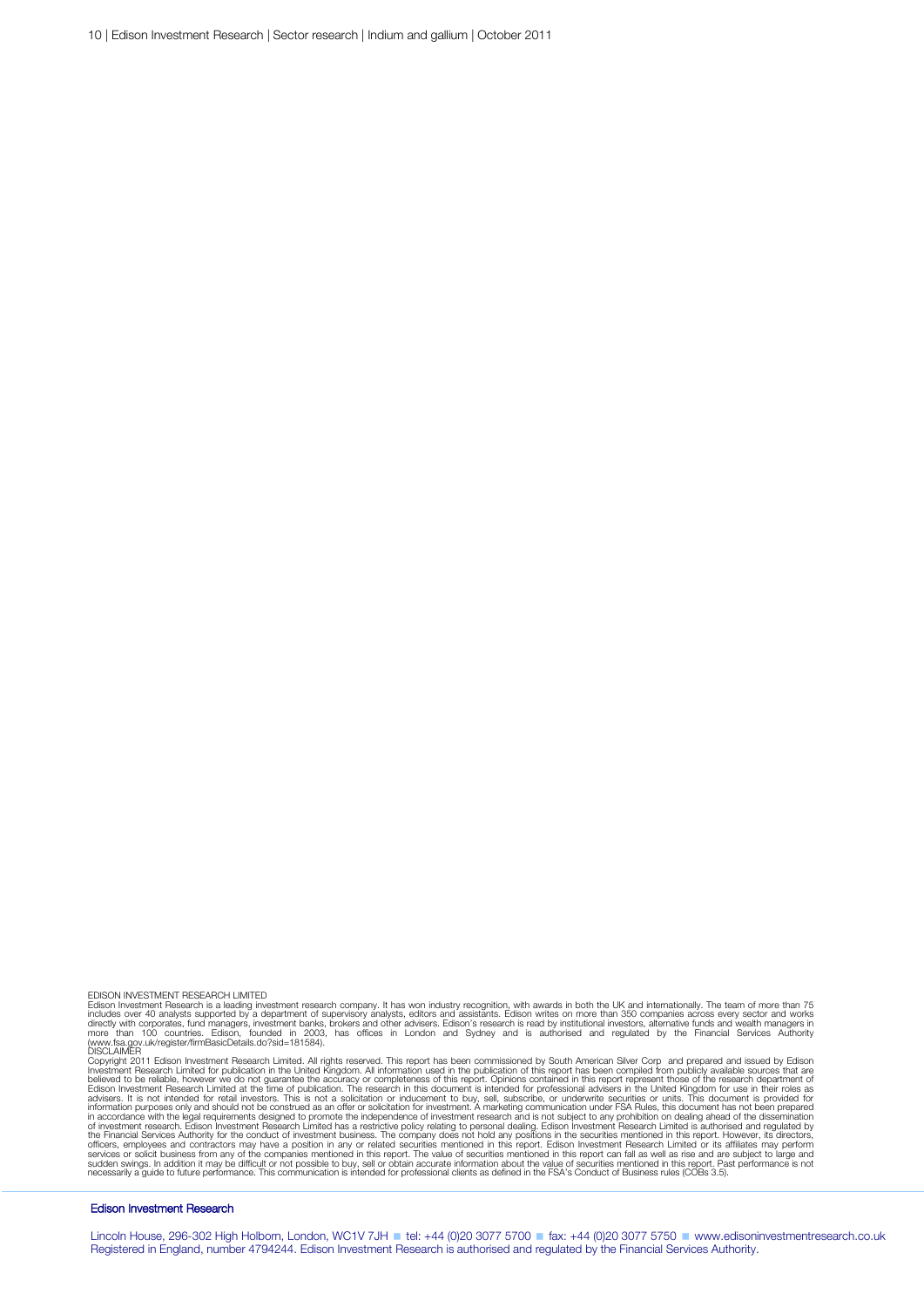EDISON INVESTMENT RESEARCH LIMITED

Edison Investment Research is a leading investment research company. It has won industry recognition, with awards in both the UK and internationally. The team of more than 75 includes over 40 analysts supported by a department of supervisory analysts, editors and assistants. Edison writes on more than 350 companies across every sector and works directly with corporates, fund managers, investment banks, brokers and other advisers. Edison's research is read by institutional investors, alternative funds and wealth managers in more than 100 countries. Edison, founded in 2003, has offices in London and Sydney and is authorised and regulated by the Financial Services Authority (www.fsa.gov.uk/register/firmBasicDetails.do?sid=181584).

DISCLAIMER

Copyright 2011 Edison Investment Research Limited. All rights reserved. This report has been commissioned by South American Silver Corp and prepared and issued by Edison Investment Research Limited for publication in the United Kingdom. All information used in the publication of this report has been compiled from publicly available sources that are believed to be reliable, however we do not guarantee the accuracy or completeness of this report. Opinions contained in this report represent those of the research department of Edison Investment Research Limited at the time of publication. The research in this document is intended for professional advisers in the United Kingdom for use in their roles as advisers. It is not intended for retail investors. This is not a solicitation or inducement to buy, sell, subscribe, or underwrite securities or units. This document is provided for information purposes only and should not be construed as an offer or solicitation for investment. A marketing communication under FSA Rules, this document has not been prepared in accordance with the legal requirements designed to promote the independence of investment research and is not subject to any prohibition on dealing ahead of the dissemination of investment research. Edison Investment Research Limited has a restrictive policy relating to personal dealing. Edison Investment Research Limited is authorised and regulated by the Financial Services Authority for the conduct of investment business. The company does not hold any positions in the securities mentioned in this report. However, its directors, officers, employees and contractors may have a position in any or related securities mentioned in this report. Edison Investment Research Limited or its affiliates may perform services or solicit business from any of the companies mentioned in this report. The value of securities mentioned in this report can fall as well as rise and are subject to large and sudden swings. In addition it may be difficult or not possible to buy, sell or obtain accurate information about the value of securities mentioned in this report. Past performance is not necessarily a guide to future performance. This communication is intended for professional clients as defined in the FSA's Conduct of Business rules (COBs 3.5).

**Edison Investment Research**

Lincoln House, 296-302 High Holborn, London, WC1V 7JH ■ tel: +44 (0)20 3077 5700 ■ fax: +44 (0)20 3077 5750 ■ www.edisoninvestmentresearch.co.uk
Registered in England, number 4794244. Edison Investment Research is authorised and regulated by the Financial Services Authority.